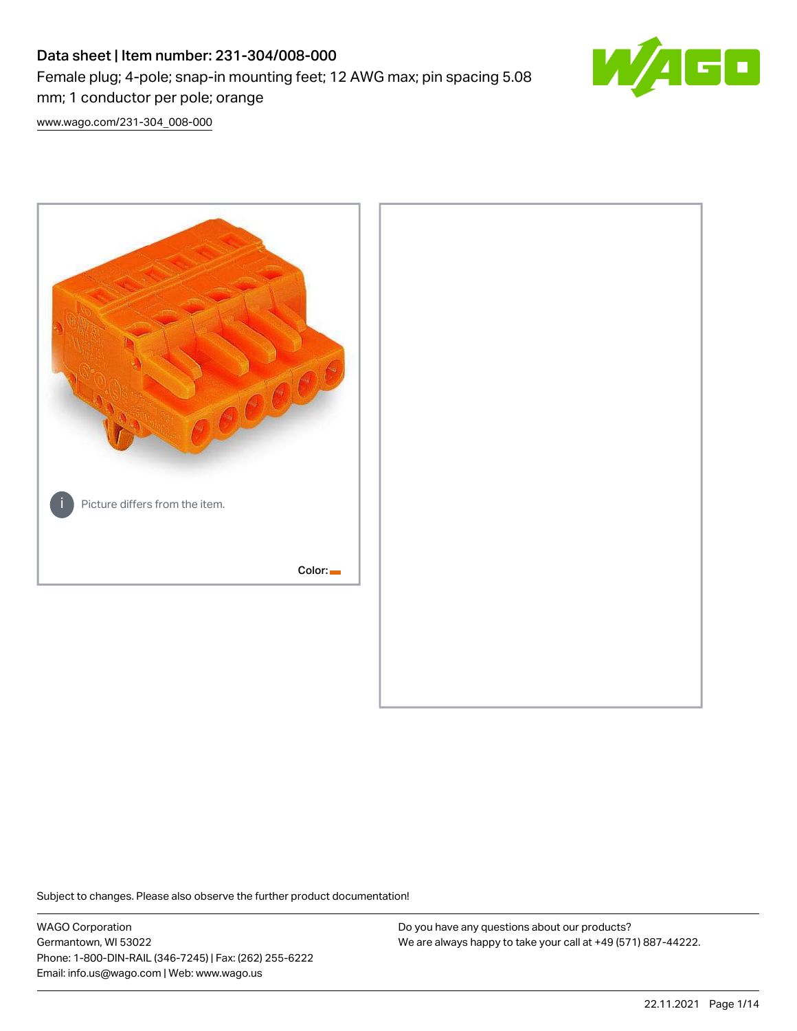# Data sheet | Item number: 231-304/008-000

Female plug; 4-pole; snap-in mounting feet; 12 AWG max; pin spacing 5.08 mm; 1 conductor per pole; orange

www.wago.com/231-304_008-000

Picture differs from the item.

Color:

Subject to changes. Please also observe the further product documentation!

WAGO Corporation
Germantown, WI 53022
Phone: 1-800-DIN-RAIL (346-7245) | Fax: (262) 255-6222
Email: info.us@wago.com | Web: www.wago.us

Do you have any questions about our products?
We are always happy to take your call at +49 (571) 887-44222.

22.11.2021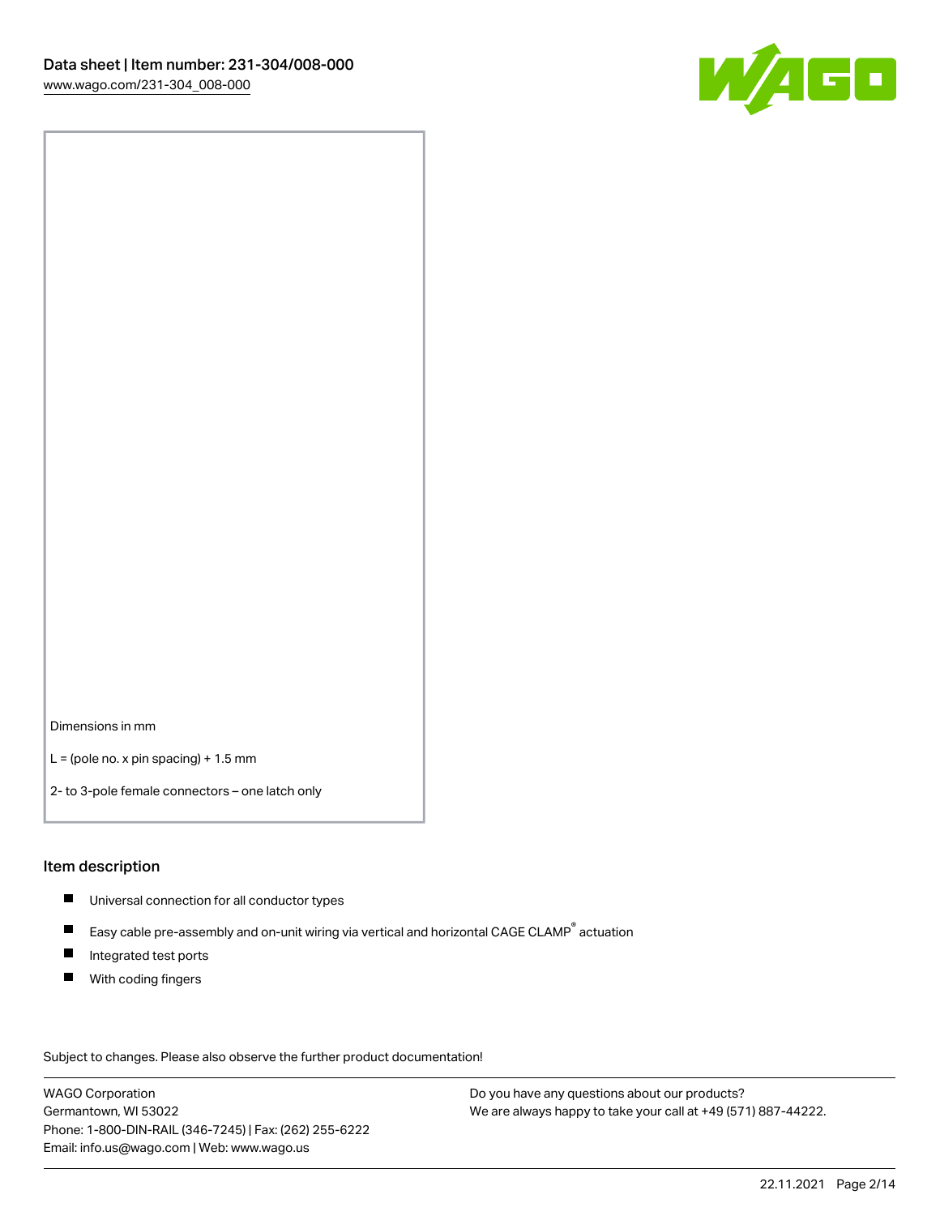Dimensions in mm

L = (pole no. x pin spacing) + 1.5 mm

2- to 3-pole female connectors – one latch only

## Item description

- Universal connection for all conductor types
- Easy cable pre-assembly and on-unit wiring via vertical and horizontal CAGE CLAMP® actuation
- Integrated test ports
- With coding fingers

Subject to changes. Please also observe the further product documentation!

WAGO Corporation
Germantown, WI 53022
Phone: 1-800-DIN-RAIL (346-7245) | Fax: (262) 255-6222
Email: info.us@wago.com | Web: www.wago.us

Do you have any questions about our products?
We are always happy to take your call at +49 (571) 887-44222.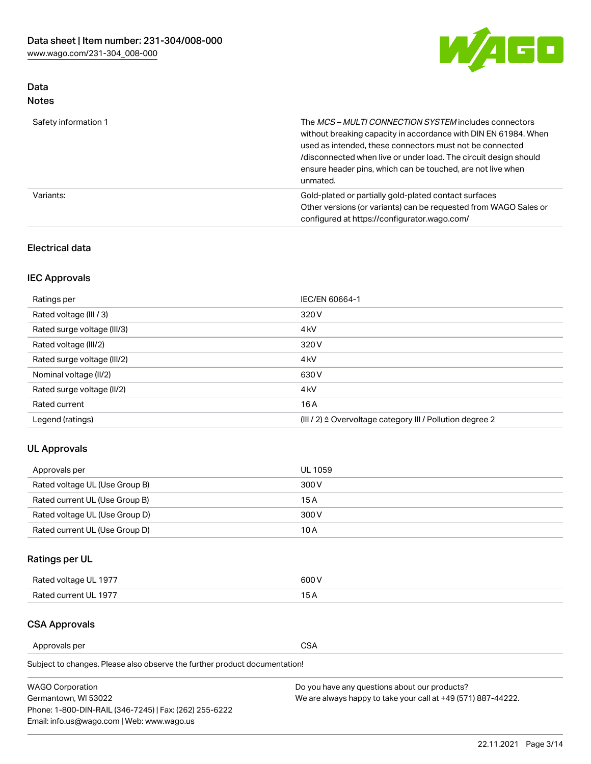## Data
### Notes

| | |
|---|---|
| Safety information 1 | The *MCS – MULTI CONNECTION SYSTEM* includes connectors without breaking capacity in accordance with DIN EN 61984. When used as intended, these connectors must not be connected /disconnected when live or under load. The circuit design should ensure header pins, which can be touched, are not live when unmated. |
| Variants: | Gold-plated or partially gold-plated contact surfaces<br>Other versions (or variants) can be requested from WAGO Sales or configured at https://configurator.wago.com/ |

### Electrical data

### IEC Approvals

| | |
|---|---|
| Ratings per | IEC/EN 60664-1 |
| Rated voltage (III / 3) | 320 V |
| Rated surge voltage (III/3) | 4 kV |
| Rated voltage (III/2) | 320 V |
| Rated surge voltage (III/2) | 4 kV |
| Nominal voltage (II/2) | 630 V |
| Rated surge voltage (II/2) | 4 kV |
| Rated current | 16 A |
| Legend (ratings) | (III / 2) ≙ Overvoltage category III / Pollution degree 2 |

### UL Approvals

| | |
|---|---|
| Approvals per | UL 1059 |
| Rated voltage UL (Use Group B) | 300 V |
| Rated current UL (Use Group B) | 15 A |
| Rated voltage UL (Use Group D) | 300 V |
| Rated current UL (Use Group D) | 10 A |

### Ratings per UL

| | |
|---|---|
| Rated voltage UL 1977 | 600 V |
| Rated current UL 1977 | 15 A |

### CSA Approvals

| | |
|---|---|
| Approvals per | CSA |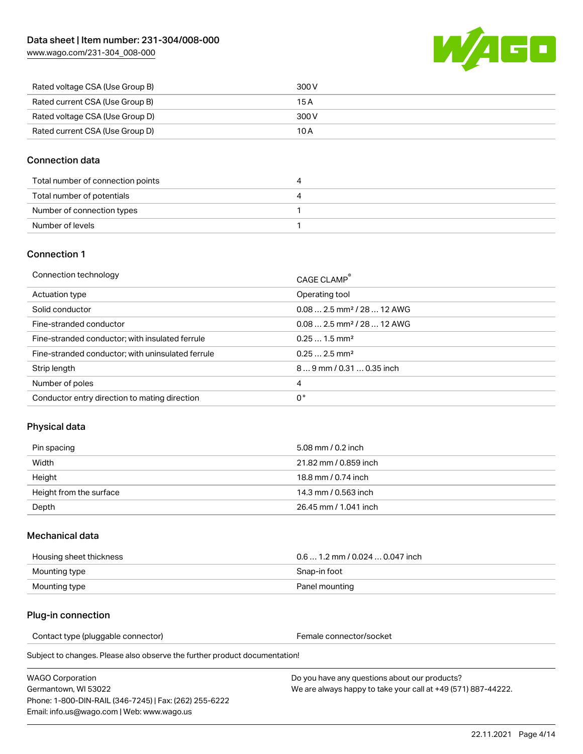| | |
|---|---|
| Rated voltage CSA (Use Group B) | 300 V |
| Rated current CSA (Use Group B) | 15 A |
| Rated voltage CSA (Use Group D) | 300 V |
| Rated current CSA (Use Group D) | 10 A |

## Connection data

| | |
|---|---|
| Total number of connection points | 4 |
| Total number of potentials | 4 |
| Number of connection types | 1 |
| Number of levels | 1 |

## Connection 1

| | |
|---|---|
| Connection technology | CAGE CLAMP® |
| Actuation type | Operating tool |
| Solid conductor | 0.08 … 2.5 mm² / 28 … 12 AWG |
| Fine-stranded conductor | 0.08 … 2.5 mm² / 28 … 12 AWG |
| Fine-stranded conductor; with insulated ferrule | 0.25 … 1.5 mm² |
| Fine-stranded conductor; with uninsulated ferrule | 0.25 … 2.5 mm² |
| Strip length | 8 … 9 mm / 0.31 … 0.35 inch |
| Number of poles | 4 |
| Conductor entry direction to mating direction | 0 ° |

## Physical data

| | |
|---|---|
| Pin spacing | 5.08 mm / 0.2 inch |
| Width | 21.82 mm / 0.859 inch |
| Height | 18.8 mm / 0.74 inch |
| Height from the surface | 14.3 mm / 0.563 inch |
| Depth | 26.45 mm / 1.041 inch |

## Mechanical data

| | |
|---|---|
| Housing sheet thickness | 0.6 … 1.2 mm / 0.024 … 0.047 inch |
| Mounting type | Snap-in foot |
| Mounting type | Panel mounting |

## Plug-in connection

| | |
|---|---|
| Contact type (pluggable connector) | Female connector/socket |

Subject to changes. Please also observe the further product documentation!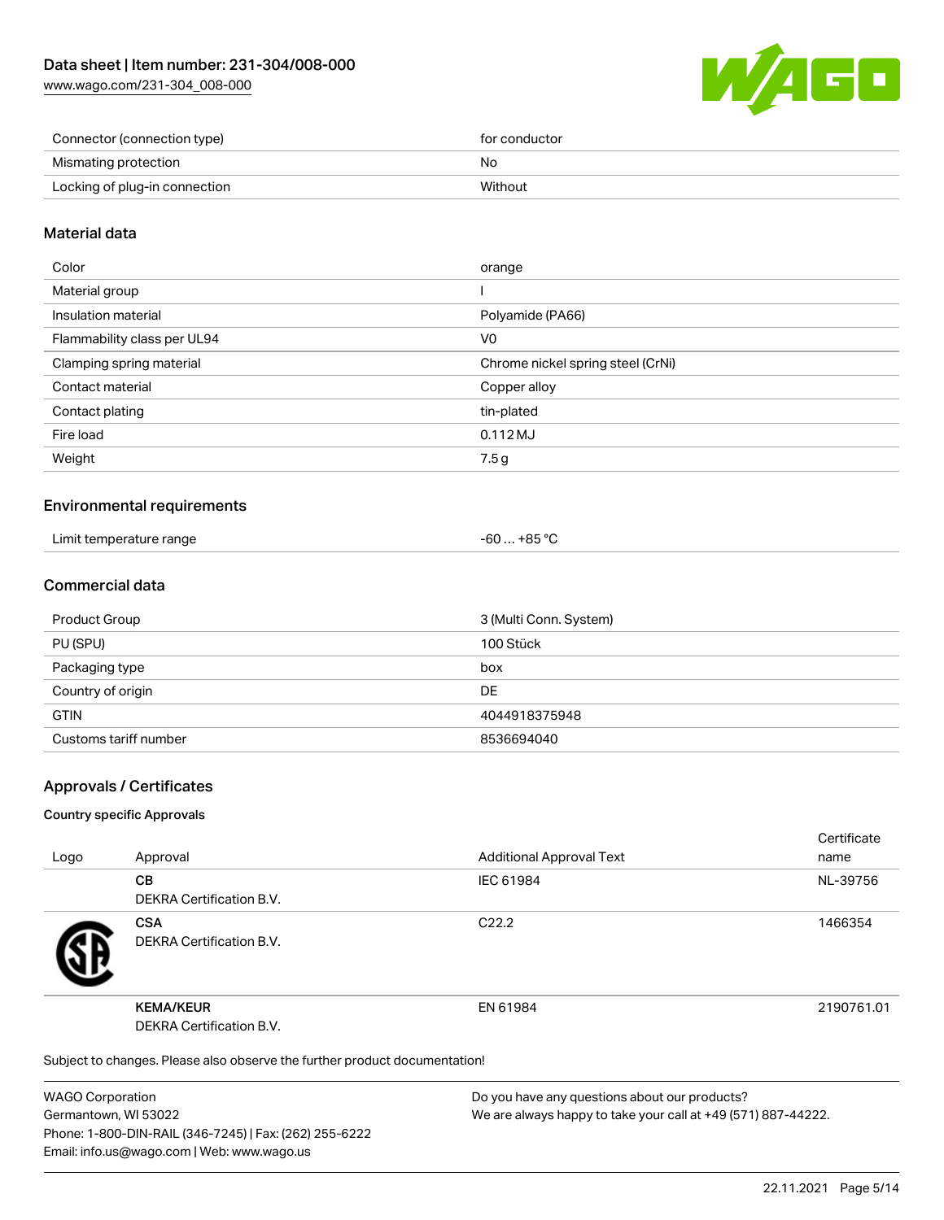| Connector (connection type) | for conductor |
| --- | --- |
| Mismating protection | No |
| Locking of plug-in connection | Without |

## Material data

| Color | orange |
| --- | --- |
| Material group | I |
| Insulation material | Polyamide (PA66) |
| Flammability class per UL94 | V0 |
| Clamping spring material | Chrome nickel spring steel (CrNi) |
| Contact material | Copper alloy |
| Contact plating | tin-plated |
| Fire load | 0.112 MJ |
| Weight | 7.5 g |

## Environmental requirements

| Limit temperature range | -60 … +85 °C |
| --- | --- |

## Commercial data

| Product Group | 3 (Multi Conn. System) |
| --- | --- |
| PU (SPU) | 100 Stück |
| Packaging type | box |
| Country of origin | DE |
| GTIN | 4044918375948 |
| Customs tariff number | 8536694040 |

## Approvals / Certificates

### Country specific Approvals

| Logo | Approval | Additional Approval Text | Certificate name |
| --- | --- | --- | --- |
| | **CB** DEKRA Certification B.V. | IEC 61984 | NL-39756 |
| | **CSA** DEKRA Certification B.V. | C22.2 | 1466354 |
| | **KEMA/KEUR** DEKRA Certification B.V. | EN 61984 | 2190761.01 |

Subject to changes. Please also observe the further product documentation!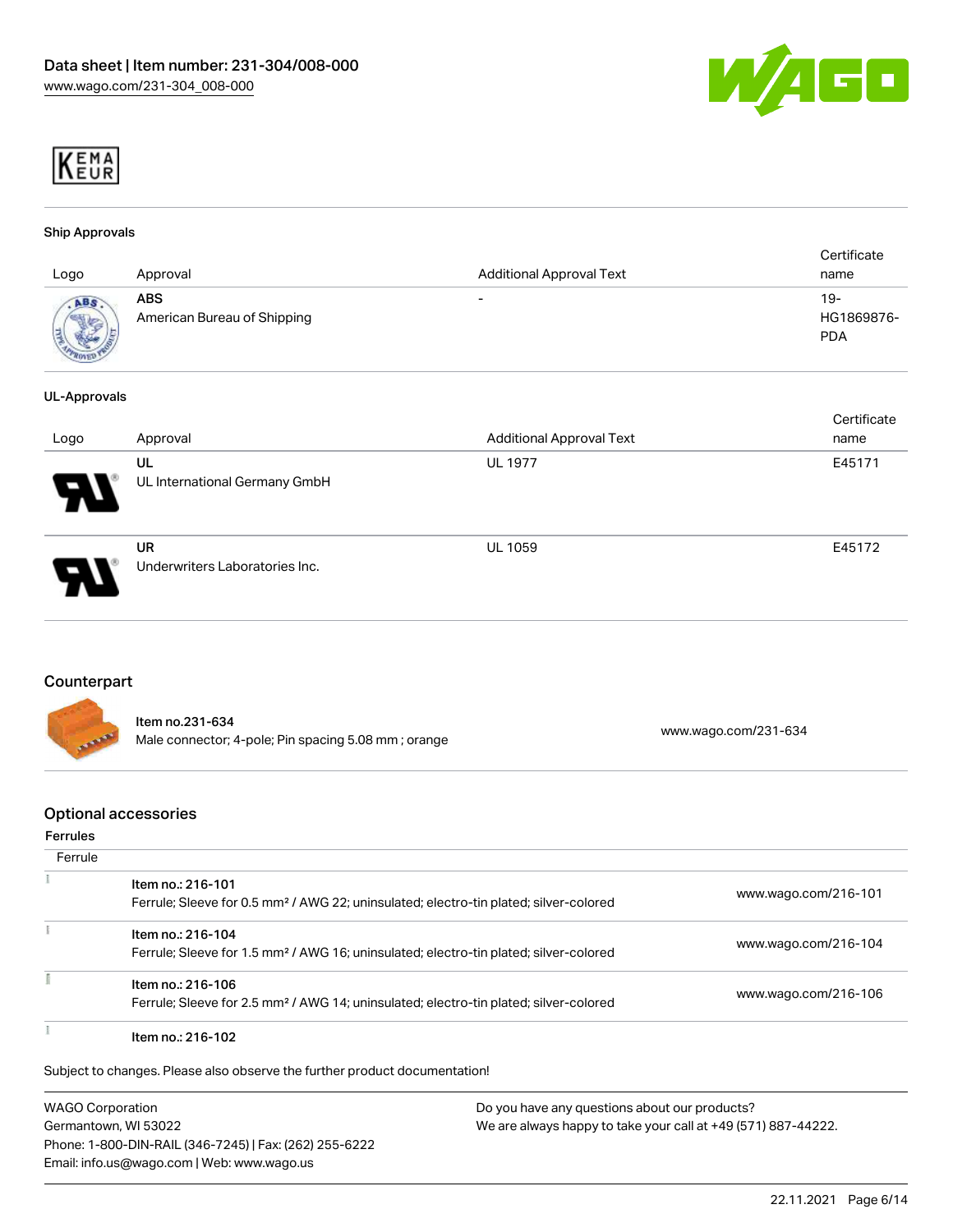## Ship Approvals

| Logo | Approval | Additional Approval Text | Certificate name |
| --- | --- | --- | --- |
| | **ABS** American Bureau of Shipping | - | 19-HG1869876-PDA |

## UL-Approvals

| Logo | Approval | Additional Approval Text | Certificate name |
| --- | --- | --- | --- |
| | **UL** UL International Germany GmbH | UL 1977 | E45171 |
| | **UR** Underwriters Laboratories Inc. | UL 1059 | E45172 |

## Counterpart

| | | |
| --- | --- | --- |
| | **Item no.231-634** Male connector; 4-pole; Pin spacing 5.08 mm ; orange | www.wago.com/231-634 |

## Optional accessories

### Ferrules

| Ferrule | | |
| --- | --- | --- |
| | **Item no.: 216-101** Ferrule; Sleeve for 0.5 mm² / AWG 22; uninsulated; electro-tin plated; silver-colored | www.wago.com/216-101 |
| | **Item no.: 216-104** Ferrule; Sleeve for 1.5 mm² / AWG 16; uninsulated; electro-tin plated; silver-colored | www.wago.com/216-104 |
| | **Item no.: 216-106** Ferrule; Sleeve for 2.5 mm² / AWG 14; uninsulated; electro-tin plated; silver-colored | www.wago.com/216-106 |
| | **Item no.: 216-102** | |

Subject to changes. Please also observe the further product documentation!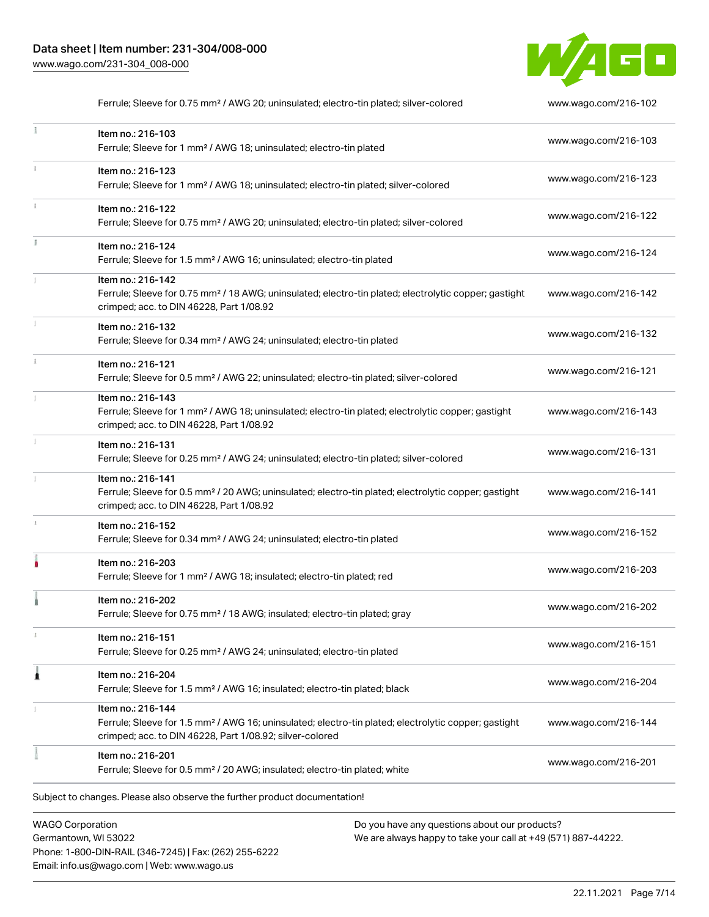| Item | Link |
|---|---|
| Ferrule; Sleeve for 0.75 mm² / AWG 20; uninsulated; electro-tin plated; silver-colored | www.wago.com/216-102 |
| Item no.: 216-103<br>Ferrule; Sleeve for 1 mm² / AWG 18; uninsulated; electro-tin plated | www.wago.com/216-103 |
| Item no.: 216-123<br>Ferrule; Sleeve for 1 mm² / AWG 18; uninsulated; electro-tin plated; silver-colored | www.wago.com/216-123 |
| Item no.: 216-122<br>Ferrule; Sleeve for 0.75 mm² / AWG 20; uninsulated; electro-tin plated; silver-colored | www.wago.com/216-122 |
| Item no.: 216-124<br>Ferrule; Sleeve for 1.5 mm² / AWG 16; uninsulated; electro-tin plated | www.wago.com/216-124 |
| Item no.: 216-142<br>Ferrule; Sleeve for 0.75 mm² / 18 AWG; uninsulated; electro-tin plated; electrolytic copper; gastight crimped; acc. to DIN 46228, Part 1/08.92 | www.wago.com/216-142 |
| Item no.: 216-132<br>Ferrule; Sleeve for 0.34 mm² / AWG 24; uninsulated; electro-tin plated | www.wago.com/216-132 |
| Item no.: 216-121<br>Ferrule; Sleeve for 0.5 mm² / AWG 22; uninsulated; electro-tin plated; silver-colored | www.wago.com/216-121 |
| Item no.: 216-143<br>Ferrule; Sleeve for 1 mm² / AWG 18; uninsulated; electro-tin plated; electrolytic copper; gastight crimped; acc. to DIN 46228, Part 1/08.92 | www.wago.com/216-143 |
| Item no.: 216-131<br>Ferrule; Sleeve for 0.25 mm² / AWG 24; uninsulated; electro-tin plated; silver-colored | www.wago.com/216-131 |
| Item no.: 216-141<br>Ferrule; Sleeve for 0.5 mm² / 20 AWG; uninsulated; electro-tin plated; electrolytic copper; gastight crimped; acc. to DIN 46228, Part 1/08.92 | www.wago.com/216-141 |
| Item no.: 216-152<br>Ferrule; Sleeve for 0.34 mm² / AWG 24; uninsulated; electro-tin plated | www.wago.com/216-152 |
| Item no.: 216-203<br>Ferrule; Sleeve for 1 mm² / AWG 18; insulated; electro-tin plated; red | www.wago.com/216-203 |
| Item no.: 216-202<br>Ferrule; Sleeve for 0.75 mm² / 18 AWG; insulated; electro-tin plated; gray | www.wago.com/216-202 |
| Item no.: 216-151<br>Ferrule; Sleeve for 0.25 mm² / AWG 24; uninsulated; electro-tin plated | www.wago.com/216-151 |
| Item no.: 216-204<br>Ferrule; Sleeve for 1.5 mm² / AWG 16; insulated; electro-tin plated; black | www.wago.com/216-204 |
| Item no.: 216-144<br>Ferrule; Sleeve for 1.5 mm² / AWG 16; uninsulated; electro-tin plated; electrolytic copper; gastight crimped; acc. to DIN 46228, Part 1/08.92; silver-colored | www.wago.com/216-144 |
| Item no.: 216-201<br>Ferrule; Sleeve for 0.5 mm² / 20 AWG; insulated; electro-tin plated; white | www.wago.com/216-201 |

Subject to changes. Please also observe the further product documentation!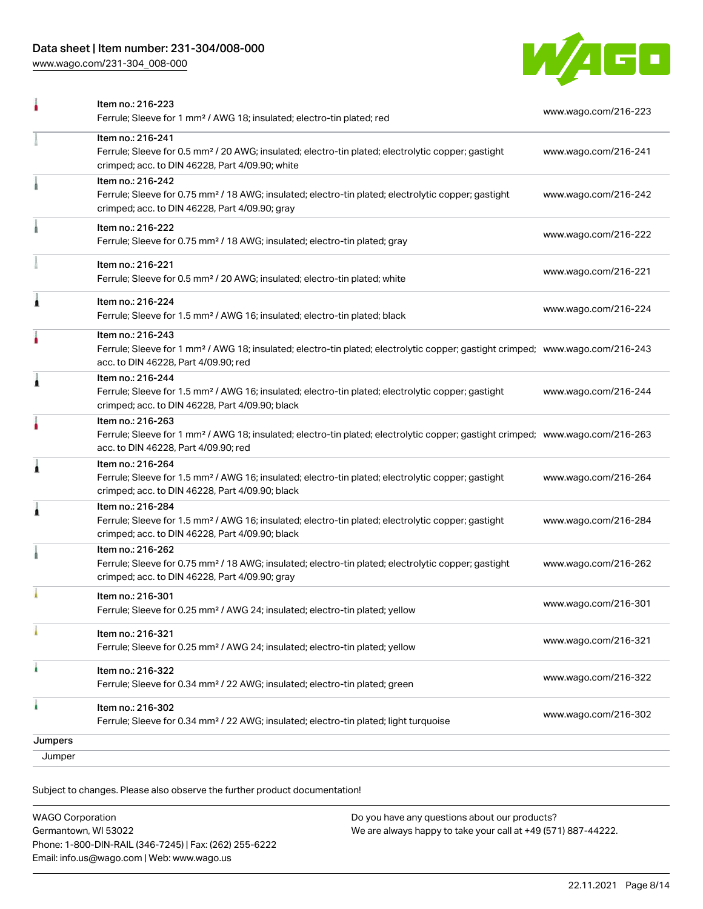| | | |
|---|---|---|
| | Item no.: 216-223<br>Ferrule; Sleeve for 1 mm² / AWG 18; insulated; electro-tin plated; red | www.wago.com/216-223 |
| | Item no.: 216-241<br>Ferrule; Sleeve for 0.5 mm² / 20 AWG; insulated; electro-tin plated; electrolytic copper; gastight crimped; acc. to DIN 46228, Part 4/09.90; white | www.wago.com/216-241 |
| | Item no.: 216-242<br>Ferrule; Sleeve for 0.75 mm² / 18 AWG; insulated; electro-tin plated; electrolytic copper; gastight crimped; acc. to DIN 46228, Part 4/09.90; gray | www.wago.com/216-242 |
| | Item no.: 216-222<br>Ferrule; Sleeve for 0.75 mm² / 18 AWG; insulated; electro-tin plated; gray | www.wago.com/216-222 |
| | Item no.: 216-221<br>Ferrule; Sleeve for 0.5 mm² / 20 AWG; insulated; electro-tin plated; white | www.wago.com/216-221 |
| | Item no.: 216-224<br>Ferrule; Sleeve for 1.5 mm² / AWG 16; insulated; electro-tin plated; black | www.wago.com/216-224 |
| | Item no.: 216-243<br>Ferrule; Sleeve for 1 mm² / AWG 18; insulated; electro-tin plated; electrolytic copper; gastight crimped; acc. to DIN 46228, Part 4/09.90; red | www.wago.com/216-243 |
| | Item no.: 216-244<br>Ferrule; Sleeve for 1.5 mm² / AWG 16; insulated; electro-tin plated; electrolytic copper; gastight crimped; acc. to DIN 46228, Part 4/09.90; black | www.wago.com/216-244 |
| | Item no.: 216-263<br>Ferrule; Sleeve for 1 mm² / AWG 18; insulated; electro-tin plated; electrolytic copper; gastight crimped; acc. to DIN 46228, Part 4/09.90; red | www.wago.com/216-263 |
| | Item no.: 216-264<br>Ferrule; Sleeve for 1.5 mm² / AWG 16; insulated; electro-tin plated; electrolytic copper; gastight crimped; acc. to DIN 46228, Part 4/09.90; black | www.wago.com/216-264 |
| | Item no.: 216-284<br>Ferrule; Sleeve for 1.5 mm² / AWG 16; insulated; electro-tin plated; electrolytic copper; gastight crimped; acc. to DIN 46228, Part 4/09.90; black | www.wago.com/216-284 |
| | Item no.: 216-262<br>Ferrule; Sleeve for 0.75 mm² / 18 AWG; insulated; electro-tin plated; electrolytic copper; gastight crimped; acc. to DIN 46228, Part 4/09.90; gray | www.wago.com/216-262 |
| | Item no.: 216-301<br>Ferrule; Sleeve for 0.25 mm² / AWG 24; insulated; electro-tin plated; yellow | www.wago.com/216-301 |
| | Item no.: 216-321<br>Ferrule; Sleeve for 0.25 mm² / AWG 24; insulated; electro-tin plated; yellow | www.wago.com/216-321 |
| | Item no.: 216-322<br>Ferrule; Sleeve for 0.34 mm² / 22 AWG; insulated; electro-tin plated; green | www.wago.com/216-322 |
| | Item no.: 216-302<br>Ferrule; Sleeve for 0.34 mm² / 22 AWG; insulated; electro-tin plated; light turquoise | www.wago.com/216-302 |

Jumpers

Jumper

Subject to changes. Please also observe the further product documentation!

WAGO Corporation
Germantown, WI 53022
Phone: 1-800-DIN-RAIL (346-7245) | Fax: (262) 255-6222
Email: info.us@wago.com | Web: www.wago.us

Do you have any questions about our products?
We are always happy to take your call at +49 (571) 887-44222.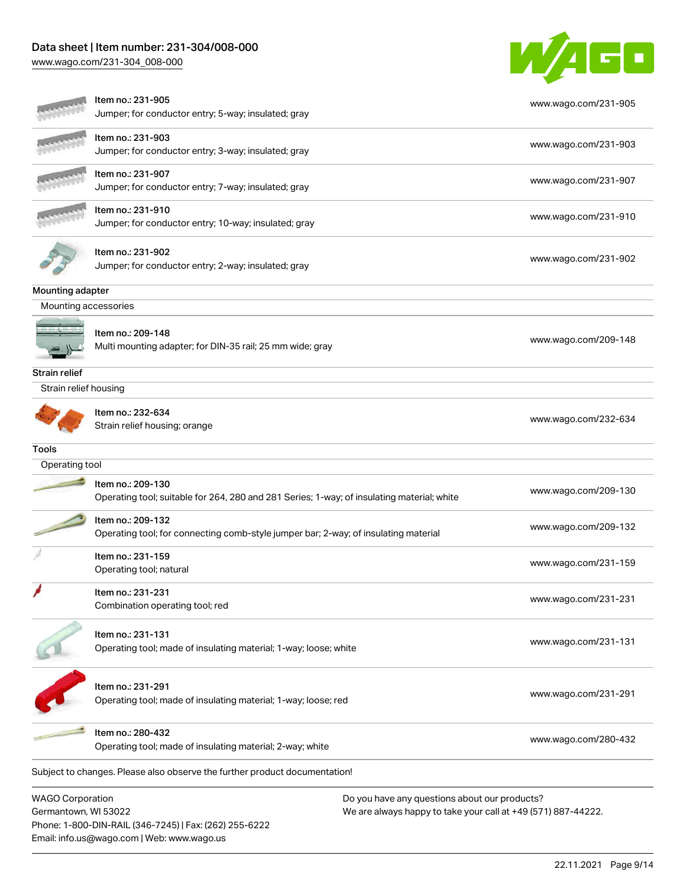| | | |
|---|---|---|
| | Item no.: 231-905<br>Jumper; for conductor entry; 5-way; insulated; gray | www.wago.com/231-905 |
| | Item no.: 231-903<br>Jumper; for conductor entry; 3-way; insulated; gray | www.wago.com/231-903 |
| | Item no.: 231-907<br>Jumper; for conductor entry; 7-way; insulated; gray | www.wago.com/231-907 |
| | Item no.: 231-910<br>Jumper; for conductor entry; 10-way; insulated; gray | www.wago.com/231-910 |
| | Item no.: 231-902<br>Jumper; for conductor entry; 2-way; insulated; gray | www.wago.com/231-902 |

## Mounting adapter

Mounting accessories

| | | |
|---|---|---|
| | Item no.: 209-148<br>Multi mounting adapter; for DIN-35 rail; 25 mm wide; gray | www.wago.com/209-148 |

## Strain relief

Strain relief housing

| | | |
|---|---|---|
| | Item no.: 232-634<br>Strain relief housing; orange | www.wago.com/232-634 |

## Tools

Operating tool

| | | |
|---|---|---|
| | Item no.: 209-130<br>Operating tool; suitable for 264, 280 and 281 Series; 1-way; of insulating material; white | www.wago.com/209-130 |
| | Item no.: 209-132<br>Operating tool; for connecting comb-style jumper bar; 2-way; of insulating material | www.wago.com/209-132 |
| | Item no.: 231-159<br>Operating tool; natural | www.wago.com/231-159 |
| | Item no.: 231-231<br>Combination operating tool; red | www.wago.com/231-231 |
| | Item no.: 231-131<br>Operating tool; made of insulating material; 1-way; loose; white | www.wago.com/231-131 |
| | Item no.: 231-291<br>Operating tool; made of insulating material; 1-way; loose; red | www.wago.com/231-291 |
| | Item no.: 280-432<br>Operating tool; made of insulating material; 2-way; white | www.wago.com/280-432 |

Subject to changes. Please also observe the further product documentation!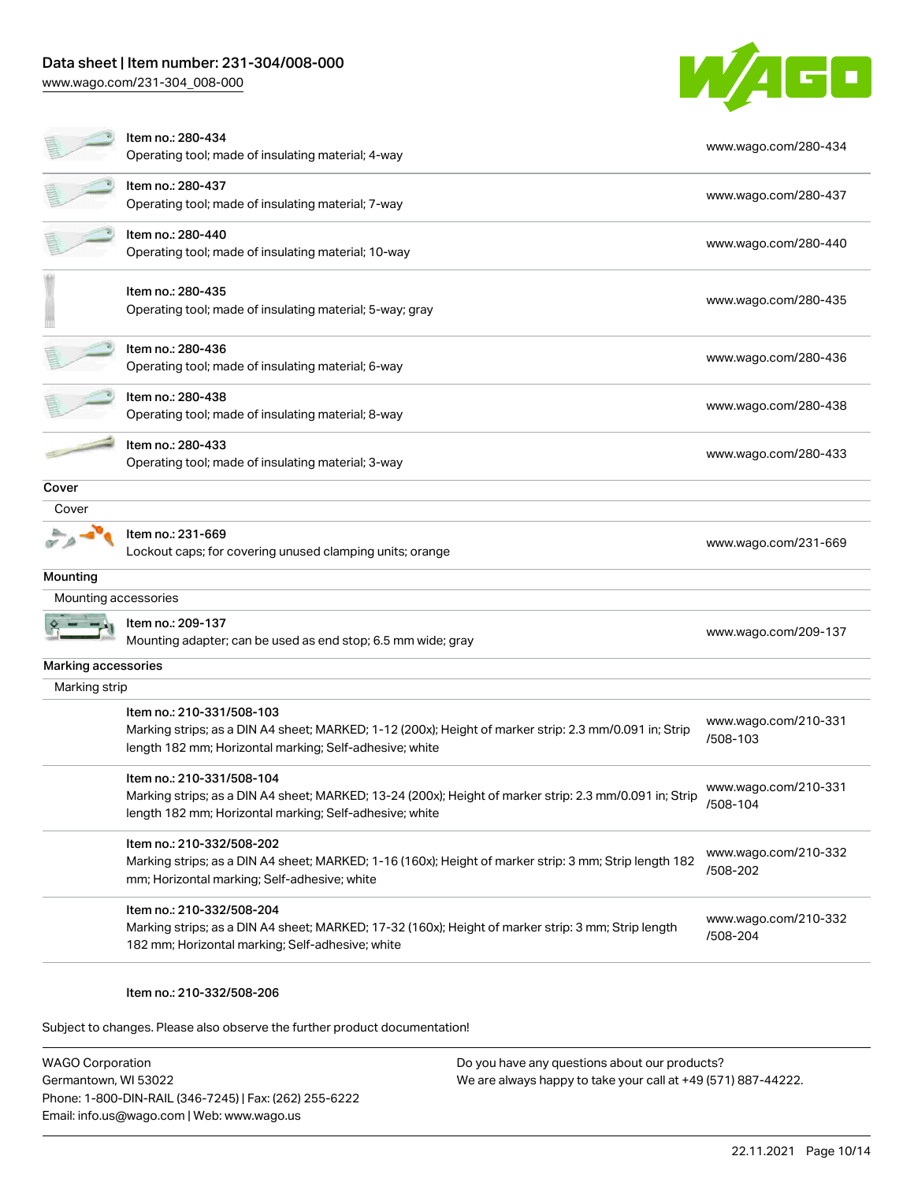| Item | Link |
| --- | --- |
| Item no.: 280-434<br>Operating tool; made of insulating material; 4-way | www.wago.com/280-434 |
| Item no.: 280-437<br>Operating tool; made of insulating material; 7-way | www.wago.com/280-437 |
| Item no.: 280-440<br>Operating tool; made of insulating material; 10-way | www.wago.com/280-440 |
| Item no.: 280-435<br>Operating tool; made of insulating material; 5-way; gray | www.wago.com/280-435 |
| Item no.: 280-436<br>Operating tool; made of insulating material; 6-way | www.wago.com/280-436 |
| Item no.: 280-438<br>Operating tool; made of insulating material; 8-way | www.wago.com/280-438 |
| Item no.: 280-433<br>Operating tool; made of insulating material; 3-way | www.wago.com/280-433 |

## Cover

### Cover

| Item | Link |
| --- | --- |
| Item no.: 231-669<br>Lockout caps; for covering unused clamping units; orange | www.wago.com/231-669 |

## Mounting

### Mounting accessories

| Item | Link |
| --- | --- |
| Item no.: 209-137<br>Mounting adapter; can be used as end stop; 6.5 mm wide; gray | www.wago.com/209-137 |

## Marking accessories

### Marking strip

| Item | Link |
| --- | --- |
| Item no.: 210-331/508-103<br>Marking strips; as a DIN A4 sheet; MARKED; 1-12 (200x); Height of marker strip: 2.3 mm/0.091 in; Strip length 182 mm; Horizontal marking; Self-adhesive; white | www.wago.com/210-331/508-103 |
| Item no.: 210-331/508-104<br>Marking strips; as a DIN A4 sheet; MARKED; 13-24 (200x); Height of marker strip: 2.3 mm/0.091 in; Strip length 182 mm; Horizontal marking; Self-adhesive; white | www.wago.com/210-331/508-104 |
| Item no.: 210-332/508-202<br>Marking strips; as a DIN A4 sheet; MARKED; 1-16 (160x); Height of marker strip: 3 mm; Strip length 182 mm; Horizontal marking; Self-adhesive; white | www.wago.com/210-332/508-202 |
| Item no.: 210-332/508-204<br>Marking strips; as a DIN A4 sheet; MARKED; 17-32 (160x); Height of marker strip: 3 mm; Strip length 182 mm; Horizontal marking; Self-adhesive; white | www.wago.com/210-332/508-204 |

Item no.: 210-332/508-206

Subject to changes. Please also observe the further product documentation!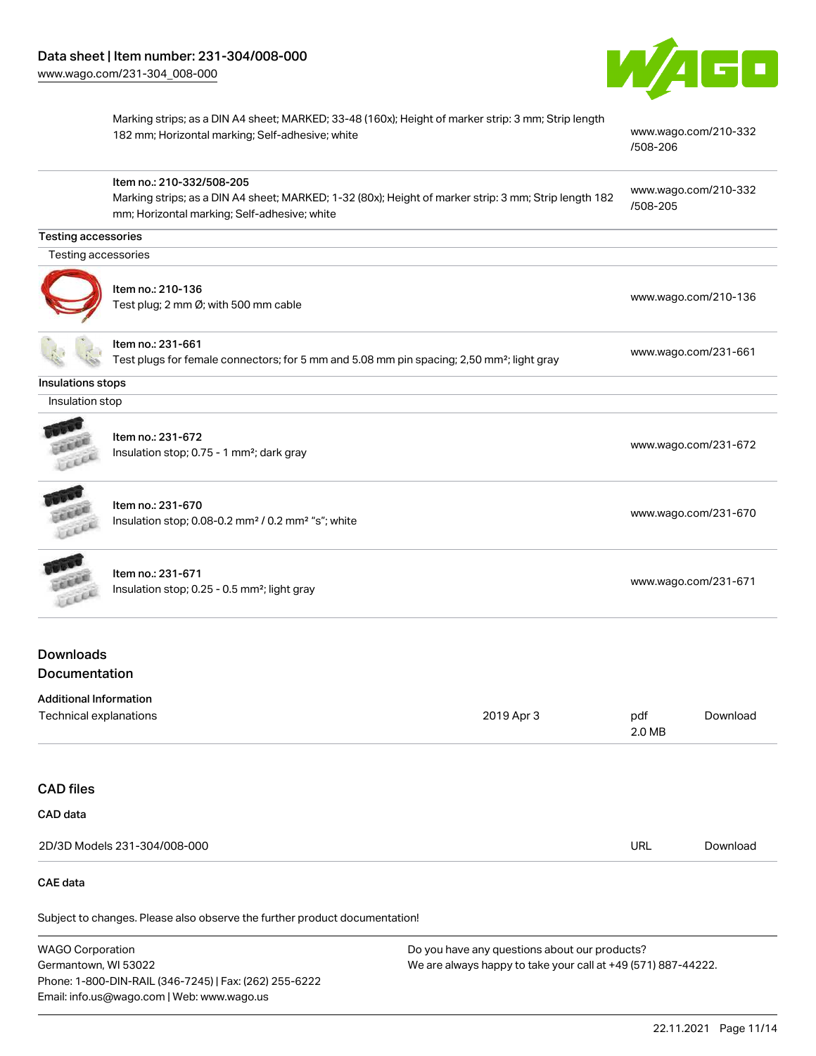Marking strips; as a DIN A4 sheet; MARKED; 33-48 (160x); Height of marker strip: 3 mm; Strip length 182 mm; Horizontal marking; Self-adhesive; white | www.wago.com/210-332/508-206

Item no.: 210-332/508-205
Marking strips; as a DIN A4 sheet; MARKED; 1-32 (80x); Height of marker strip: 3 mm; Strip length 182 mm; Horizontal marking; Self-adhesive; white | www.wago.com/210-332/508-205

**Testing accessories**

Testing accessories

Item no.: 210-136
Test plug; 2 mm Ø; with 500 mm cable | www.wago.com/210-136

Item no.: 231-661
Test plugs for female connectors; for 5 mm and 5.08 mm pin spacing; 2,50 mm²; light gray | www.wago.com/231-661

**Insulations stops**

Insulation stop

Item no.: 231-672
Insulation stop; 0.75 - 1 mm²; dark gray | www.wago.com/231-672

Item no.: 231-670
Insulation stop; 0.08-0.2 mm² / 0.2 mm² "s"; white | www.wago.com/231-670

Item no.: 231-671
Insulation stop; 0.25 - 0.5 mm²; light gray | www.wago.com/231-671

## Downloads

## Documentation

**Additional Information**

| Technical explanations | 2019 Apr 3 | pdf 2.0 MB | Download |
|---|---|---|---|

## CAD files

**CAD data**

| 2D/3D Models 231-304/008-000 | URL | Download |
|---|---|---|

**CAE data**

Subject to changes. Please also observe the further product documentation!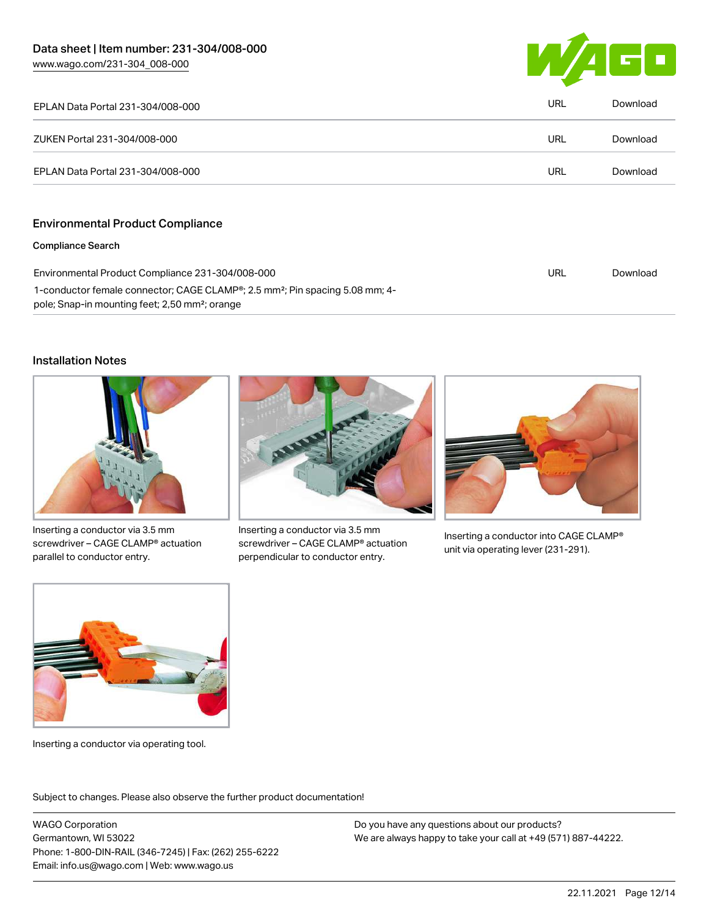| | | |
|---|---|---|
| EPLAN Data Portal 231-304/008-000 | URL | Download |
| ZUKEN Portal 231-304/008-000 | URL | Download |
| EPLAN Data Portal 231-304/008-000 | URL | Download |

## Environmental Product Compliance

### Compliance Search

| | | |
|---|---|---|
| Environmental Product Compliance 231-304/008-000<br>1-conductor female connector; CAGE CLAMP®; 2.5 mm²; Pin spacing 5.08 mm; 4-pole; Snap-in mounting feet; 2,50 mm²; orange | URL | Download |

## Installation Notes

Inserting a conductor via 3.5 mm screwdriver – CAGE CLAMP® actuation parallel to conductor entry.

Inserting a conductor via 3.5 mm screwdriver – CAGE CLAMP® actuation perpendicular to conductor entry.

Inserting a conductor into CAGE CLAMP® unit via operating lever (231-291).

Inserting a conductor via operating tool.

Subject to changes. Please also observe the further product documentation!

WAGO Corporation
Germantown, WI 53022
Phone: 1-800-DIN-RAIL (346-7245) | Fax: (262) 255-6222
Email: info.us@wago.com | Web: www.wago.us

Do you have any questions about our products?
We are always happy to take your call at +49 (571) 887-44222.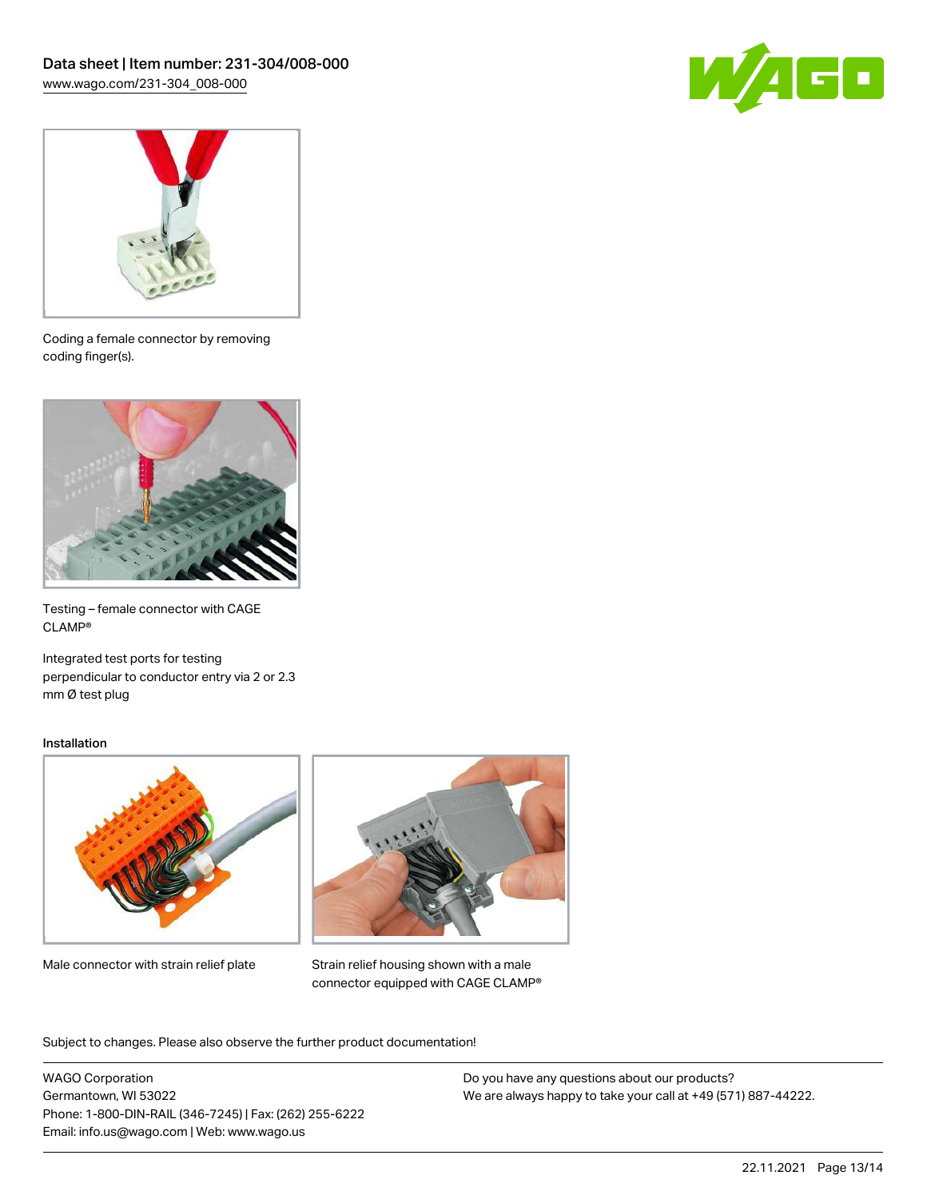Coding a female connector by removing coding finger(s).

Testing – female connector with CAGE CLAMP®

Integrated test ports for testing perpendicular to conductor entry via 2 or 2.3 mm Ø test plug

Installation

Male connector with strain relief plate

Strain relief housing shown with a male connector equipped with CAGE CLAMP®

Subject to changes. Please also observe the further product documentation!

WAGO Corporation
Germantown, WI 53022
Phone: 1-800-DIN-RAIL (346-7245) | Fax: (262) 255-6222
Email: info.us@wago.com | Web: www.wago.us

Do you have any questions about our products?
We are always happy to take your call at +49 (571) 887-44222.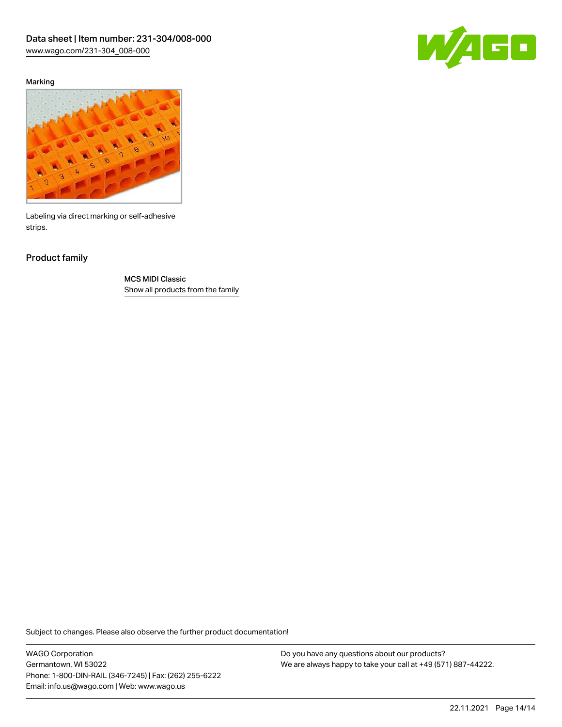Marking

Labeling via direct marking or self-adhesive strips.

## Product family

MCS MIDI Classic
Show all products from the family

Subject to changes. Please also observe the further product documentation!

WAGO Corporation
Germantown, WI 53022
Phone: 1-800-DIN-RAIL (346-7245) | Fax: (262) 255-6222
Email: info.us@wago.com | Web: www.wago.us

Do you have any questions about our products?
We are always happy to take your call at +49 (571) 887-44222.